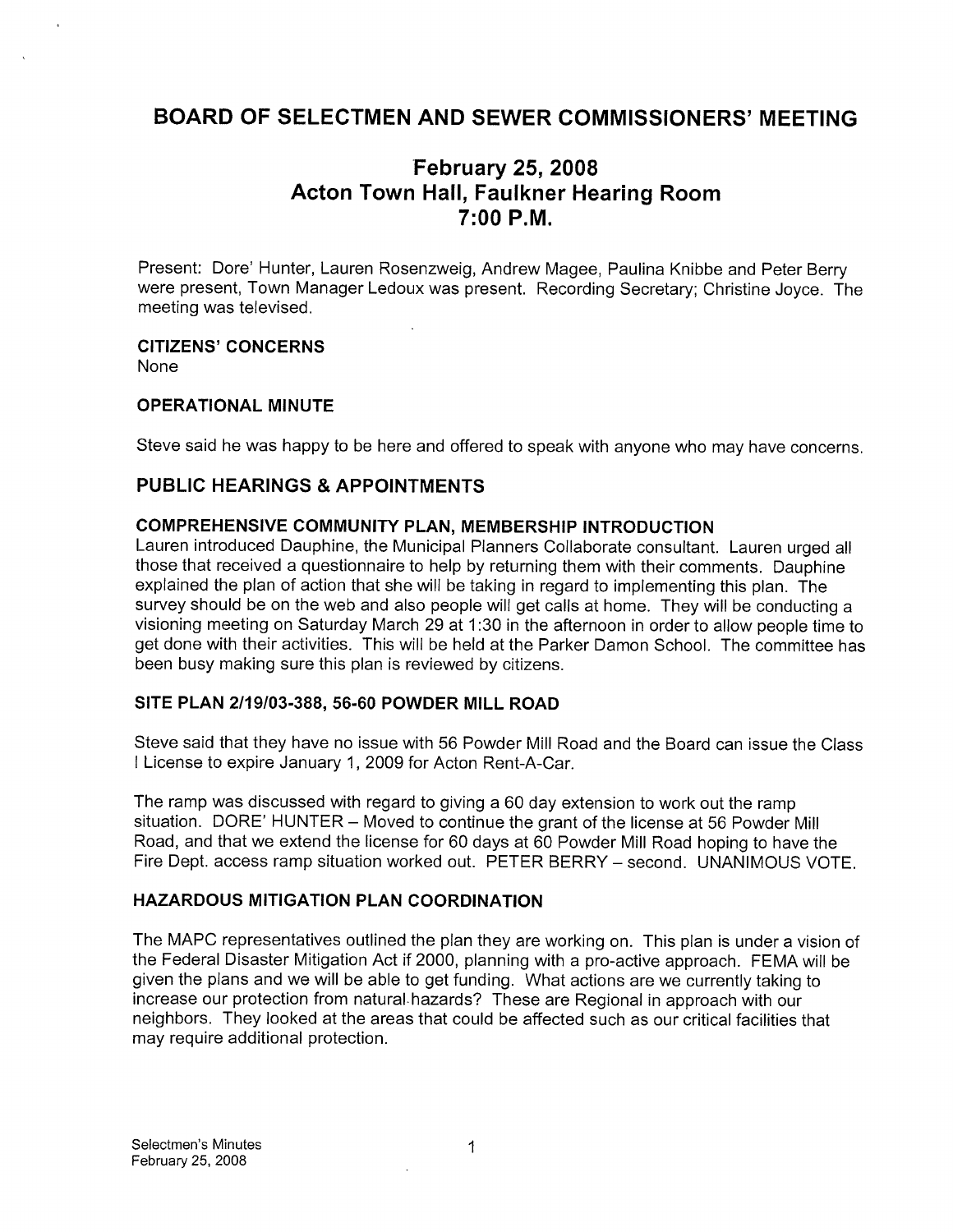# BOARD OF SELECTMEN AND SEWER COMMISSIONERS' MEETING

## February 25, 2008
## Acton Town Hall, Faulkner Hearing Room
## 7:00 P.M.

Present: Dore' Hunter, Lauren Rosenzweig, Andrew Magee, Paulina Knibbe and Peter Berry were present, Town Manager Ledoux was present. Recording Secretary; Christine Joyce. The meeting was televised.

**CITIZENS' CONCERNS**
None

**OPERATIONAL MINUTE**

Steve said he was happy to be here and offered to speak with anyone who may have concerns.

### PUBLIC HEARINGS & APPOINTMENTS

**COMPREHENSIVE COMMUNITY PLAN, MEMBERSHIP INTRODUCTION**
Lauren introduced Dauphine, the Municipal Planners Collaborate consultant. Lauren urged all those that received a questionnaire to help by returning them with their comments. Dauphine explained the plan of action that she will be taking in regard to implementing this plan. The survey should be on the web and also people will get calls at home. They will be conducting a visioning meeting on Saturday March 29 at 1:30 in the afternoon in order to allow people time to get done with their activities. This will be held at the Parker Damon School. The committee has been busy making sure this plan is reviewed by citizens.

**SITE PLAN 2/19/03-388, 56-60 POWDER MILL ROAD**

Steve said that they have no issue with 56 Powder Mill Road and the Board can issue the Class I License to expire January 1, 2009 for Acton Rent-A-Car.

The ramp was discussed with regard to giving a 60 day extension to work out the ramp situation. DORE' HUNTER – Moved to continue the grant of the license at 56 Powder Mill Road, and that we extend the license for 60 days at 60 Powder Mill Road hoping to have the Fire Dept. access ramp situation worked out. PETER BERRY – second. UNANIMOUS VOTE.

**HAZARDOUS MITIGATION PLAN COORDINATION**

The MAPC representatives outlined the plan they are working on. This plan is under a vision of the Federal Disaster Mitigation Act if 2000, planning with a pro-active approach. FEMA will be given the plans and we will be able to get funding. What actions are we currently taking to increase our protection from natural hazards? These are Regional in approach with our neighbors. They looked at the areas that could be affected such as our critical facilities that may require additional protection.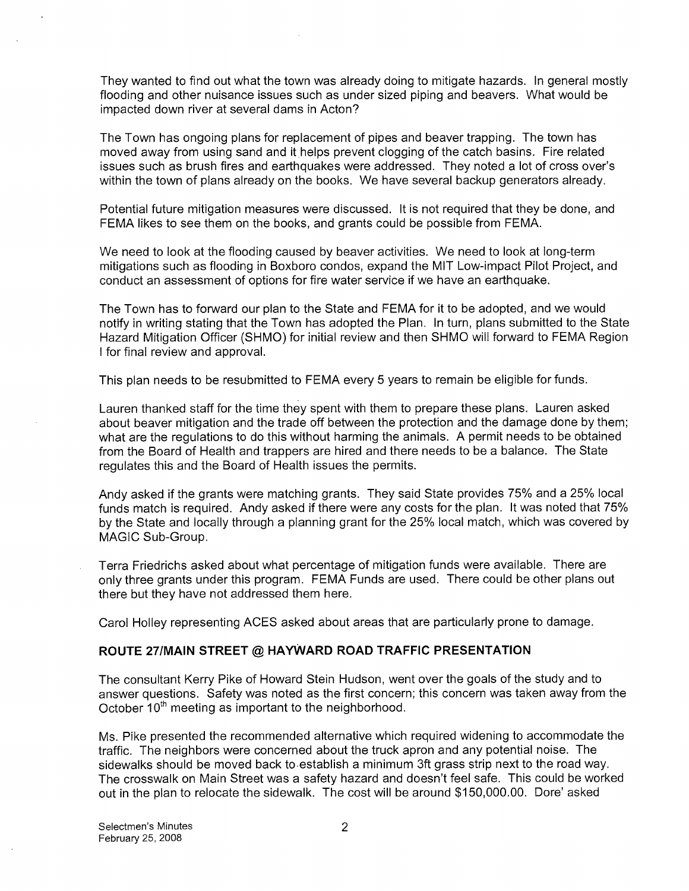They wanted to find out what the town was already doing to mitigate hazards. In general mostly flooding and other nuisance issues such as under sized piping and beavers. What would be impacted down river at several dams in Acton?

The Town has ongoing plans for replacement of pipes and beaver trapping. The town has moved away from using sand and it helps prevent clogging of the catch basins. Fire related issues such as brush fires and earthquakes were addressed. They noted a lot of cross over's within the town of plans already on the books. We have several backup generators already.

Potential future mitigation measures were discussed. It is not required that they be done, and FEMA likes to see them on the books, and grants could be possible from FEMA.

We need to look at the flooding caused by beaver activities. We need to look at long-term mitigations such as flooding in Boxboro condos, expand the MIT Low-impact Pilot Project, and conduct an assessment of options for fire water service if we have an earthquake.

The Town has to forward our plan to the State and FEMA for it to be adopted, and we would notify in writing stating that the Town has adopted the Plan. In turn, plans submitted to the State Hazard Mitigation Officer (SHMO) for initial review and then SHMO will forward to FEMA Region I for final review and approval.

This plan needs to be resubmitted to FEMA every 5 years to remain be eligible for funds.

Lauren thanked staff for the time they spent with them to prepare these plans. Lauren asked about beaver mitigation and the trade off between the protection and the damage done by them; what are the regulations to do this without harming the animals. A permit needs to be obtained from the Board of Health and trappers are hired and there needs to be a balance. The State regulates this and the Board of Health issues the permits.

Andy asked if the grants were matching grants. They said State provides 75% and a 25% local funds match is required. Andy asked if there were any costs for the plan. It was noted that 75% by the State and locally through a planning grant for the 25% local match, which was covered by MAGIC Sub-Group.

Terra Friedrichs asked about what percentage of mitigation funds were available. There are only three grants under this program. FEMA Funds are used. There could be other plans out there but they have not addressed them here.

Carol Holley representing ACES asked about areas that are particularly prone to damage.

## ROUTE 27/MAIN STREET @ HAYWARD ROAD TRAFFIC PRESENTATION

The consultant Kerry Pike of Howard Stein Hudson, went over the goals of the study and to answer questions. Safety was noted as the first concern; this concern was taken away from the October 10th meeting as important to the neighborhood.

Ms. Pike presented the recommended alternative which required widening to accommodate the traffic. The neighbors were concerned about the truck apron and any potential noise. The sidewalks should be moved back to establish a minimum 3ft grass strip next to the road way. The crosswalk on Main Street was a safety hazard and doesn't feel safe. This could be worked out in the plan to relocate the sidewalk. The cost will be around $150,000.00. Dore' asked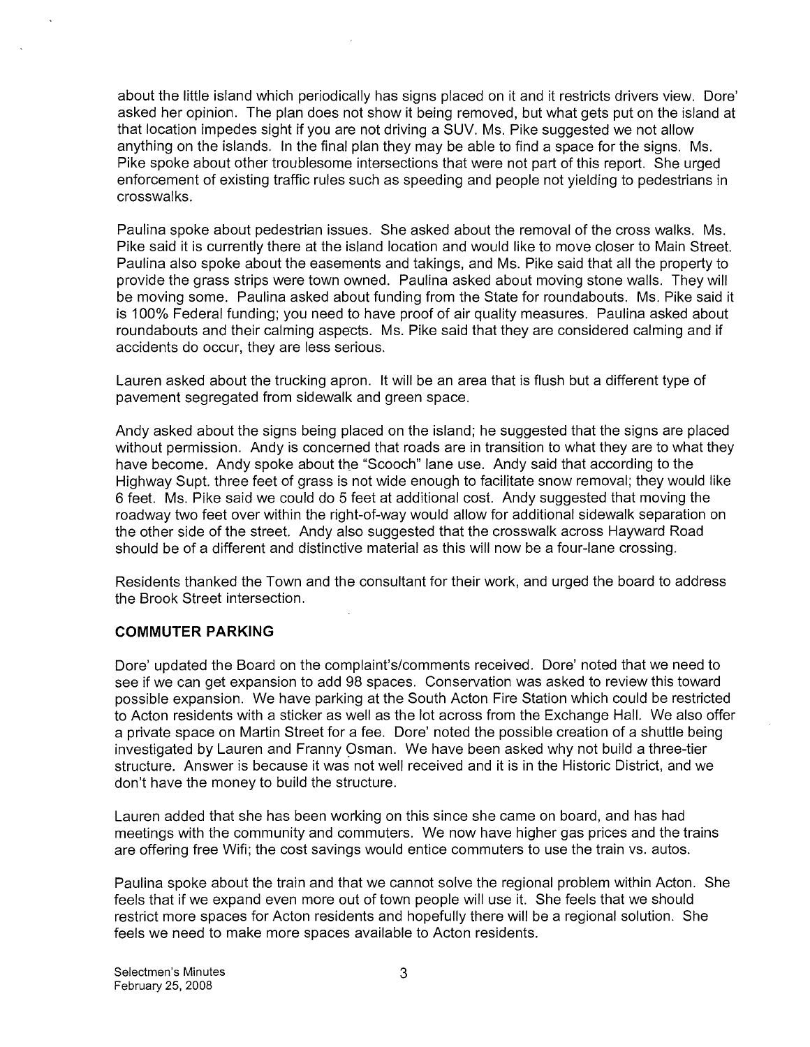about the little island which periodically has signs placed on it and it restricts drivers view. Dore' asked her opinion. The plan does not show it being removed, but what gets put on the island at that location impedes sight if you are not driving a SUV. Ms. Pike suggested we not allow anything on the islands. In the final plan they may be able to find a space for the signs. Ms. Pike spoke about other troublesome intersections that were not part of this report. She urged enforcement of existing traffic rules such as speeding and people not yielding to pedestrians in crosswalks.

Paulina spoke about pedestrian issues. She asked about the removal of the cross walks. Ms. Pike said it is currently there at the island location and would like to move closer to Main Street. Paulina also spoke about the easements and takings, and Ms. Pike said that all the property to provide the grass strips were town owned. Paulina asked about moving stone walls. They will be moving some. Paulina asked about funding from the State for roundabouts. Ms. Pike said it is 100% Federal funding; you need to have proof of air quality measures. Paulina asked about roundabouts and their calming aspects. Ms. Pike said that they are considered calming and if accidents do occur, they are less serious.

Lauren asked about the trucking apron. It will be an area that is flush but a different type of pavement segregated from sidewalk and green space.

Andy asked about the signs being placed on the island; he suggested that the signs are placed without permission. Andy is concerned that roads are in transition to what they are to what they have become. Andy spoke about the "Scooch" lane use. Andy said that according to the Highway Supt. three feet of grass is not wide enough to facilitate snow removal; they would like 6 feet. Ms. Pike said we could do 5 feet at additional cost. Andy suggested that moving the roadway two feet over within the right-of-way would allow for additional sidewalk separation on the other side of the street. Andy also suggested that the crosswalk across Hayward Road should be of a different and distinctive material as this will now be a four-lane crossing.

Residents thanked the Town and the consultant for their work, and urged the board to address the Brook Street intersection.

## COMMUTER PARKING

Dore' updated the Board on the complaint's/comments received. Dore' noted that we need to see if we can get expansion to add 98 spaces. Conservation was asked to review this toward possible expansion. We have parking at the South Acton Fire Station which could be restricted to Acton residents with a sticker as well as the lot across from the Exchange Hall. We also offer a private space on Martin Street for a fee. Dore' noted the possible creation of a shuttle being investigated by Lauren and Franny Osman. We have been asked why not build a three-tier structure. Answer is because it was not well received and it is in the Historic District, and we don't have the money to build the structure.

Lauren added that she has been working on this since she came on board, and has had meetings with the community and commuters. We now have higher gas prices and the trains are offering free Wifi; the cost savings would entice commuters to use the train vs. autos.

Paulina spoke about the train and that we cannot solve the regional problem within Acton. She feels that if we expand even more out of town people will use it. She feels that we should restrict more spaces for Acton residents and hopefully there will be a regional solution. She feels we need to make more spaces available to Acton residents.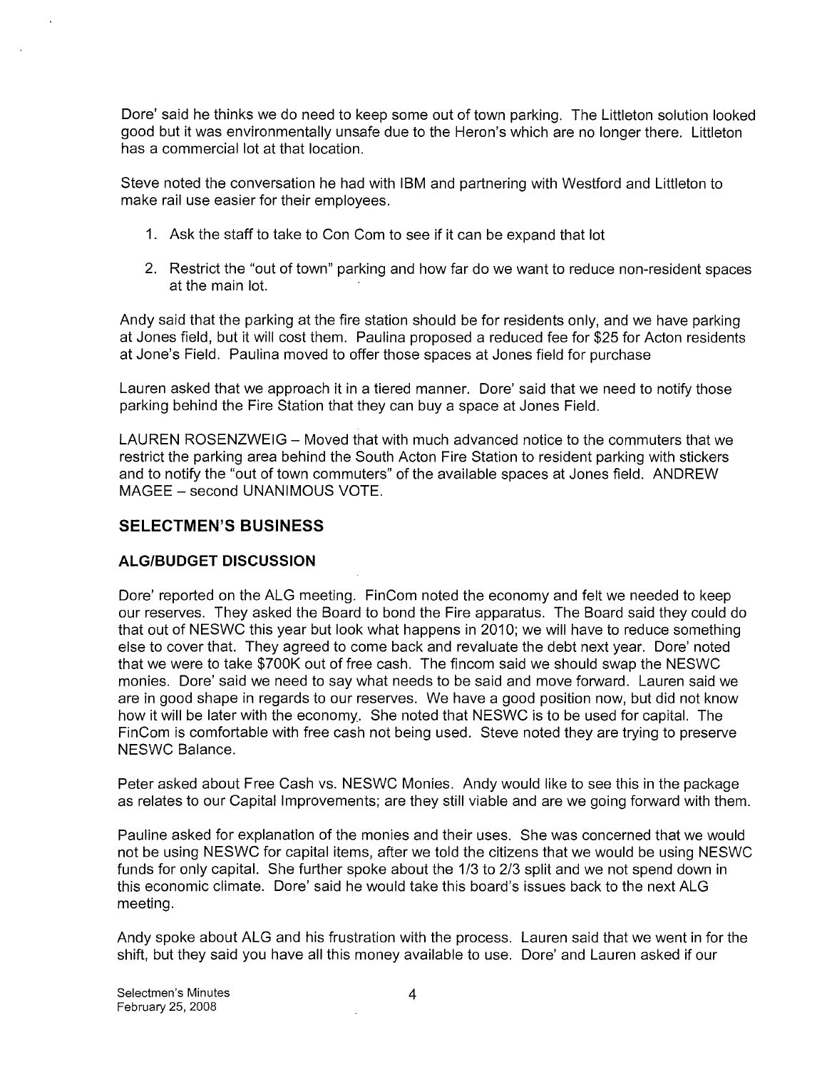Dore' said he thinks we do need to keep some out of town parking. The Littleton solution looked good but it was environmentally unsafe due to the Heron's which are no longer there. Littleton has a commercial lot at that location.

Steve noted the conversation he had with IBM and partnering with Westford and Littleton to make rail use easier for their employees.

1. Ask the staff to take to Con Com to see if it can be expand that lot
2. Restrict the "out of town" parking and how far do we want to reduce non-resident spaces at the main lot.

Andy said that the parking at the fire station should be for residents only, and we have parking at Jones field, but it will cost them. Paulina proposed a reduced fee for $25 for Acton residents at Jone's Field. Paulina moved to offer those spaces at Jones field for purchase

Lauren asked that we approach it in a tiered manner. Dore' said that we need to notify those parking behind the Fire Station that they can buy a space at Jones Field.

LAUREN ROSENZWEIG – Moved that with much advanced notice to the commuters that we restrict the parking area behind the South Acton Fire Station to resident parking with stickers and to notify the "out of town commuters" of the available spaces at Jones field. ANDREW MAGEE – second UNANIMOUS VOTE.

## SELECTMEN'S BUSINESS

### ALG/BUDGET DISCUSSION

Dore' reported on the ALG meeting. FinCom noted the economy and felt we needed to keep our reserves. They asked the Board to bond the Fire apparatus. The Board said they could do that out of NESWC this year but look what happens in 2010; we will have to reduce something else to cover that. They agreed to come back and revaluate the debt next year. Dore' noted that we were to take $700K out of free cash. The fincom said we should swap the NESWC monies. Dore' said we need to say what needs to be said and move forward. Lauren said we are in good shape in regards to our reserves. We have a good position now, but did not know how it will be later with the economy. She noted that NESWC is to be used for capital. The FinCom is comfortable with free cash not being used. Steve noted they are trying to preserve NESWC Balance.

Peter asked about Free Cash vs. NESWC Monies. Andy would like to see this in the package as relates to our Capital Improvements; are they still viable and are we going forward with them.

Pauline asked for explanation of the monies and their uses. She was concerned that we would not be using NESWC for capital items, after we told the citizens that we would be using NESWC funds for only capital. She further spoke about the 1/3 to 2/3 split and we not spend down in this economic climate. Dore' said he would take this board's issues back to the next ALG meeting.

Andy spoke about ALG and his frustration with the process. Lauren said that we went in for the shift, but they said you have all this money available to use. Dore' and Lauren asked if our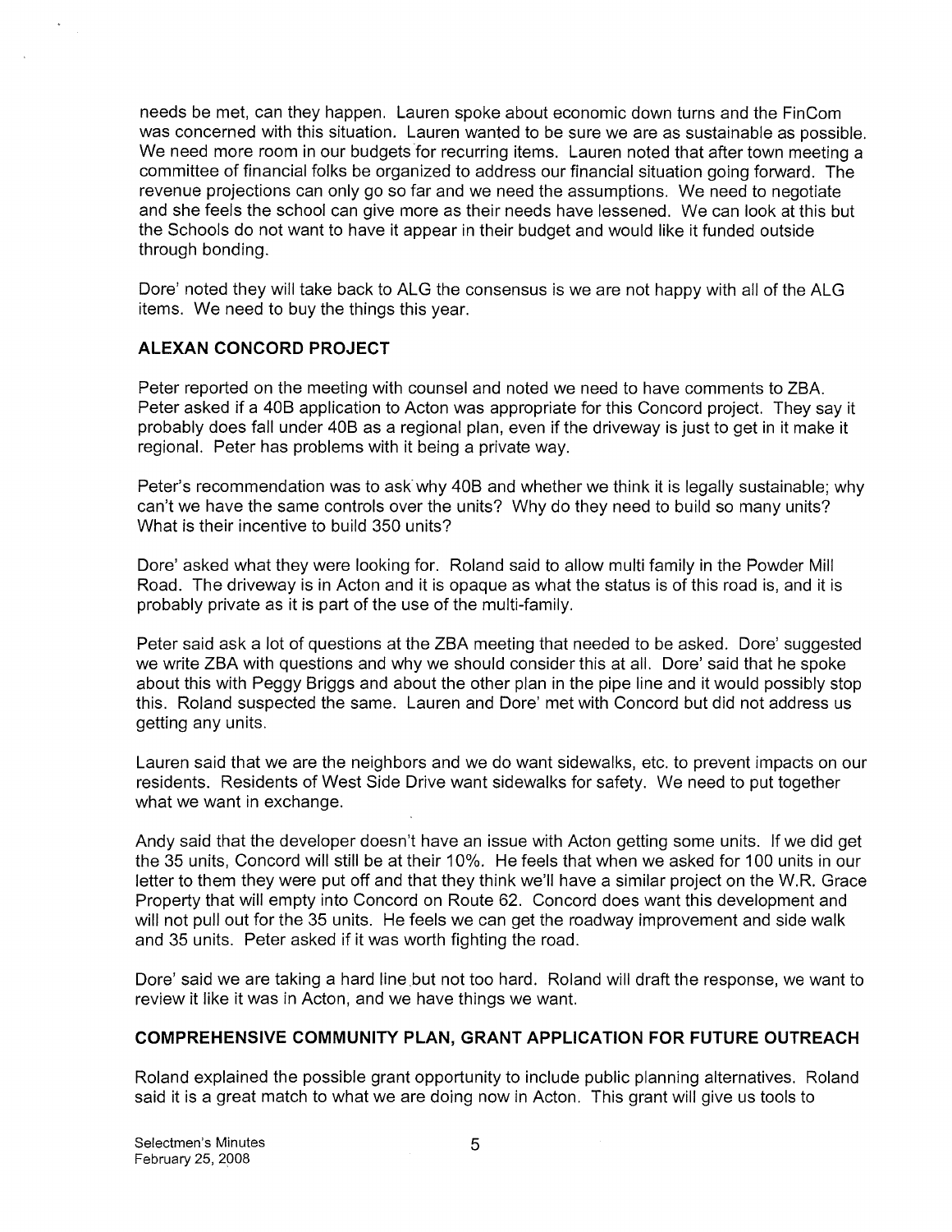needs be met, can they happen. Lauren spoke about economic down turns and the FinCom was concerned with this situation. Lauren wanted to be sure we are as sustainable as possible. We need more room in our budgets for recurring items. Lauren noted that after town meeting a committee of financial folks be organized to address our financial situation going forward. The revenue projections can only go so far and we need the assumptions. We need to negotiate and she feels the school can give more as their needs have lessened. We can look at this but the Schools do not want to have it appear in their budget and would like it funded outside through bonding.

Dore' noted they will take back to ALG the consensus is we are not happy with all of the ALG items. We need to buy the things this year.

### ALEXAN CONCORD PROJECT

Peter reported on the meeting with counsel and noted we need to have comments to ZBA. Peter asked if a 40B application to Acton was appropriate for this Concord project. They say it probably does fall under 40B as a regional plan, even if the driveway is just to get in it make it regional. Peter has problems with it being a private way.

Peter's recommendation was to ask why 40B and whether we think it is legally sustainable; why can't we have the same controls over the units? Why do they need to build so many units? What is their incentive to build 350 units?

Dore' asked what they were looking for. Roland said to allow multi family in the Powder Mill Road. The driveway is in Acton and it is opaque as what the status is of this road is, and it is probably private as it is part of the use of the multi-family.

Peter said ask a lot of questions at the ZBA meeting that needed to be asked. Dore' suggested we write ZBA with questions and why we should consider this at all. Dore' said that he spoke about this with Peggy Briggs and about the other plan in the pipe line and it would possibly stop this. Roland suspected the same. Lauren and Dore' met with Concord but did not address us getting any units.

Lauren said that we are the neighbors and we do want sidewalks, etc. to prevent impacts on our residents. Residents of West Side Drive want sidewalks for safety. We need to put together what we want in exchange.

Andy said that the developer doesn't have an issue with Acton getting some units. If we did get the 35 units, Concord will still be at their 10%. He feels that when we asked for 100 units in our letter to them they were put off and that they think we'll have a similar project on the W.R. Grace Property that will empty into Concord on Route 62. Concord does want this development and will not pull out for the 35 units. He feels we can get the roadway improvement and side walk and 35 units. Peter asked if it was worth fighting the road.

Dore' said we are taking a hard line but not too hard. Roland will draft the response, we want to review it like it was in Acton, and we have things we want.

### COMPREHENSIVE COMMUNITY PLAN, GRANT APPLICATION FOR FUTURE OUTREACH

Roland explained the possible grant opportunity to include public planning alternatives. Roland said it is a great match to what we are doing now in Acton. This grant will give us tools to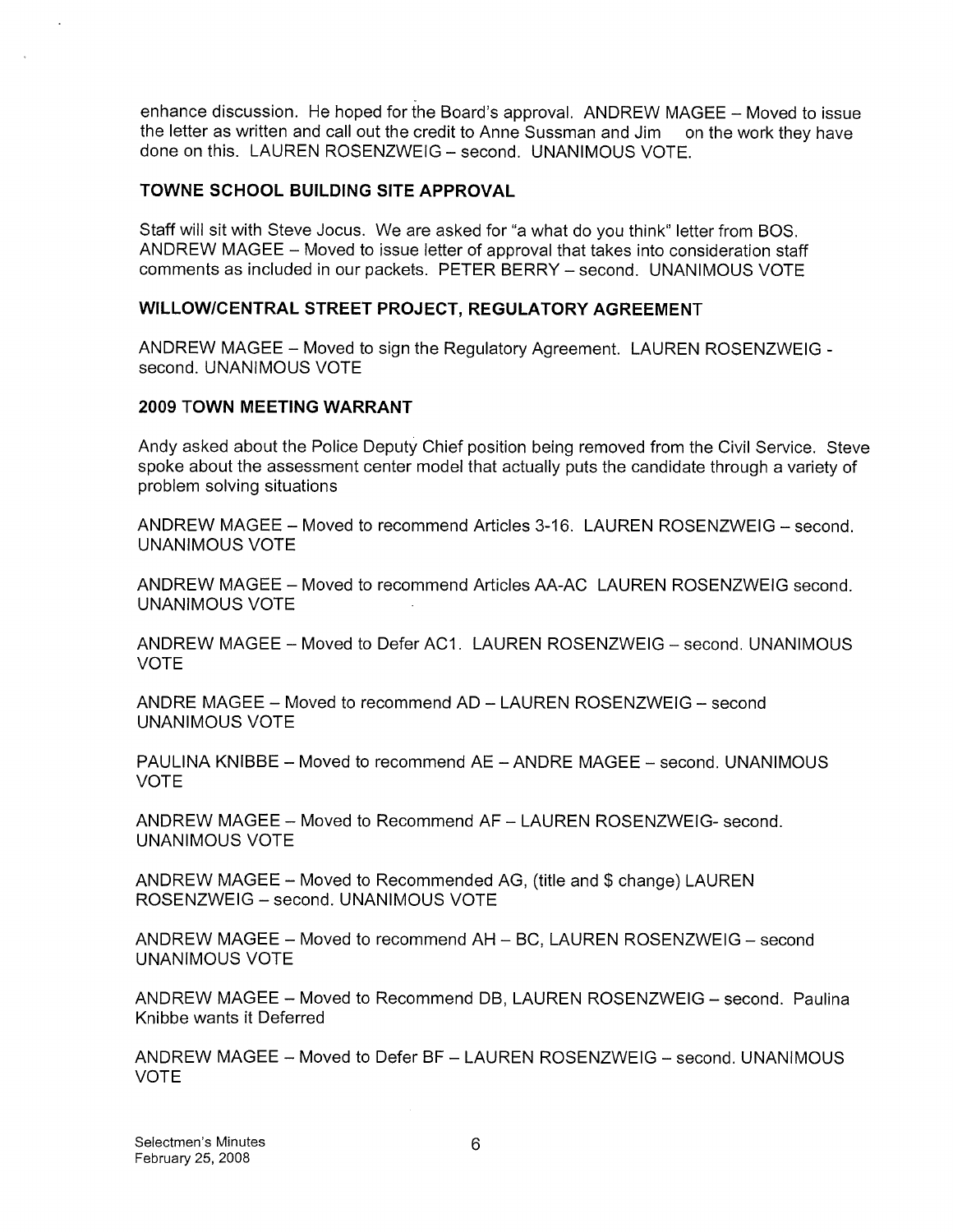enhance discussion. He hoped for the Board's approval. ANDREW MAGEE – Moved to issue the letter as written and call out the credit to Anne Sussman and Jim on the work they have done on this. LAUREN ROSENZWEIG – second. UNANIMOUS VOTE.

### TOWNE SCHOOL BUILDING SITE APPROVAL

Staff will sit with Steve Jocus. We are asked for "a what do you think" letter from BOS. ANDREW MAGEE – Moved to issue letter of approval that takes into consideration staff comments as included in our packets. PETER BERRY – second. UNANIMOUS VOTE

### WILLOW/CENTRAL STREET PROJECT, REGULATORY AGREEMENT

ANDREW MAGEE – Moved to sign the Regulatory Agreement. LAUREN ROSENZWEIG - second. UNANIMOUS VOTE

### 2009 TOWN MEETING WARRANT

Andy asked about the Police Deputy Chief position being removed from the Civil Service. Steve spoke about the assessment center model that actually puts the candidate through a variety of problem solving situations

ANDREW MAGEE – Moved to recommend Articles 3-16. LAUREN ROSENZWEIG – second. UNANIMOUS VOTE

ANDREW MAGEE – Moved to recommend Articles AA-AC LAUREN ROSENZWEIG second. UNANIMOUS VOTE

ANDREW MAGEE – Moved to Defer AC1. LAUREN ROSENZWEIG – second. UNANIMOUS VOTE

ANDRE MAGEE – Moved to recommend AD – LAUREN ROSENZWEIG – second UNANIMOUS VOTE

PAULINA KNIBBE – Moved to recommend AE – ANDRE MAGEE – second. UNANIMOUS VOTE

ANDREW MAGEE – Moved to Recommend AF – LAUREN ROSENZWEIG- second. UNANIMOUS VOTE

ANDREW MAGEE – Moved to Recommended AG, (title and $ change) LAUREN ROSENZWEIG – second. UNANIMOUS VOTE

ANDREW MAGEE – Moved to recommend AH – BC, LAUREN ROSENZWEIG – second UNANIMOUS VOTE

ANDREW MAGEE – Moved to Recommend DB, LAUREN ROSENZWEIG – second. Paulina Knibbe wants it Deferred

ANDREW MAGEE – Moved to Defer BF – LAUREN ROSENZWEIG – second. UNANIMOUS VOTE

Selectmen's Minutes
February 25, 2008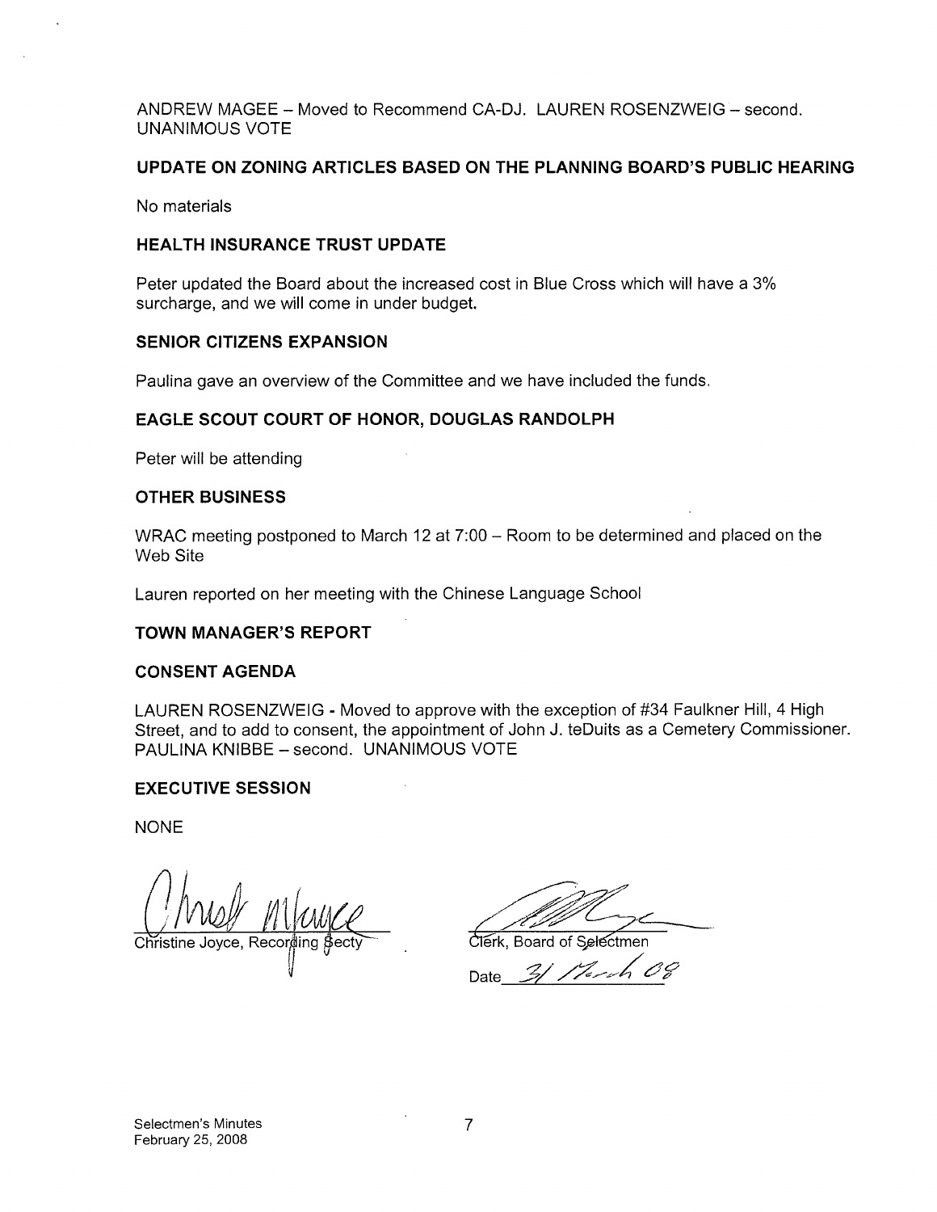ANDREW MAGEE – Moved to Recommend CA-DJ. LAUREN ROSENZWEIG – second. UNANIMOUS VOTE

## UPDATE ON ZONING ARTICLES BASED ON THE PLANNING BOARD'S PUBLIC HEARING

No materials

## HEALTH INSURANCE TRUST UPDATE

Peter updated the Board about the increased cost in Blue Cross which will have a 3% surcharge, and we will come in under budget.

## SENIOR CITIZENS EXPANSION

Paulina gave an overview of the Committee and we have included the funds.

## EAGLE SCOUT COURT OF HONOR, DOUGLAS RANDOLPH

Peter will be attending

## OTHER BUSINESS

WRAC meeting postponed to March 12 at 7:00 – Room to be determined and placed on the Web Site

Lauren reported on her meeting with the Chinese Language School

## TOWN MANAGER'S REPORT

## CONSENT AGENDA

LAUREN ROSENZWEIG - Moved to approve with the exception of #34 Faulkner Hill, 4 High Street, and to add to consent, the appointment of John J. teDuits as a Cemetery Commissioner. PAULINA KNIBBE – second. UNANIMOUS VOTE

## EXECUTIVE SESSION

NONE

Christine Joyce, Recording Secty

Clerk, Board of Selectmen

Date 31 March 08

Selectmen's Minutes
February 25, 2008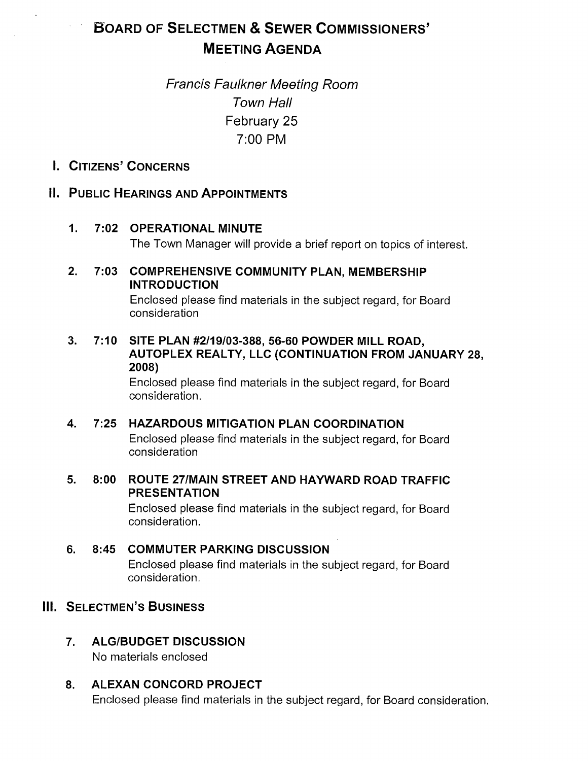# Board of Selectmen & Sewer Commissioners' Meeting Agenda

*Francis Faulkner Meeting Room*
*Town Hall*
February 25
7:00 PM

## I. Citizens' Concerns

## II. Public Hearings and Appointments

1. **7:02 OPERATIONAL MINUTE**
   The Town Manager will provide a brief report on topics of interest.

2. **7:03 COMPREHENSIVE COMMUNITY PLAN, MEMBERSHIP INTRODUCTION**
   Enclosed please find materials in the subject regard, for Board consideration

3. **7:10 SITE PLAN #2/19/03-388, 56-60 POWDER MILL ROAD, AUTOPLEX REALTY, LLC (CONTINUATION FROM JANUARY 28, 2008)**
   Enclosed please find materials in the subject regard, for Board consideration.

4. **7:25 HAZARDOUS MITIGATION PLAN COORDINATION**
   Enclosed please find materials in the subject regard, for Board consideration

5. **8:00 ROUTE 27/MAIN STREET AND HAYWARD ROAD TRAFFIC PRESENTATION**
   Enclosed please find materials in the subject regard, for Board consideration.

6. **8:45 COMMUTER PARKING DISCUSSION**
   Enclosed please find materials in the subject regard, for Board consideration.

## III. Selectmen's Business

7. **ALG/BUDGET DISCUSSION**
   No materials enclosed

8. **ALEXAN CONCORD PROJECT**
   Enclosed please find materials in the subject regard, for Board consideration.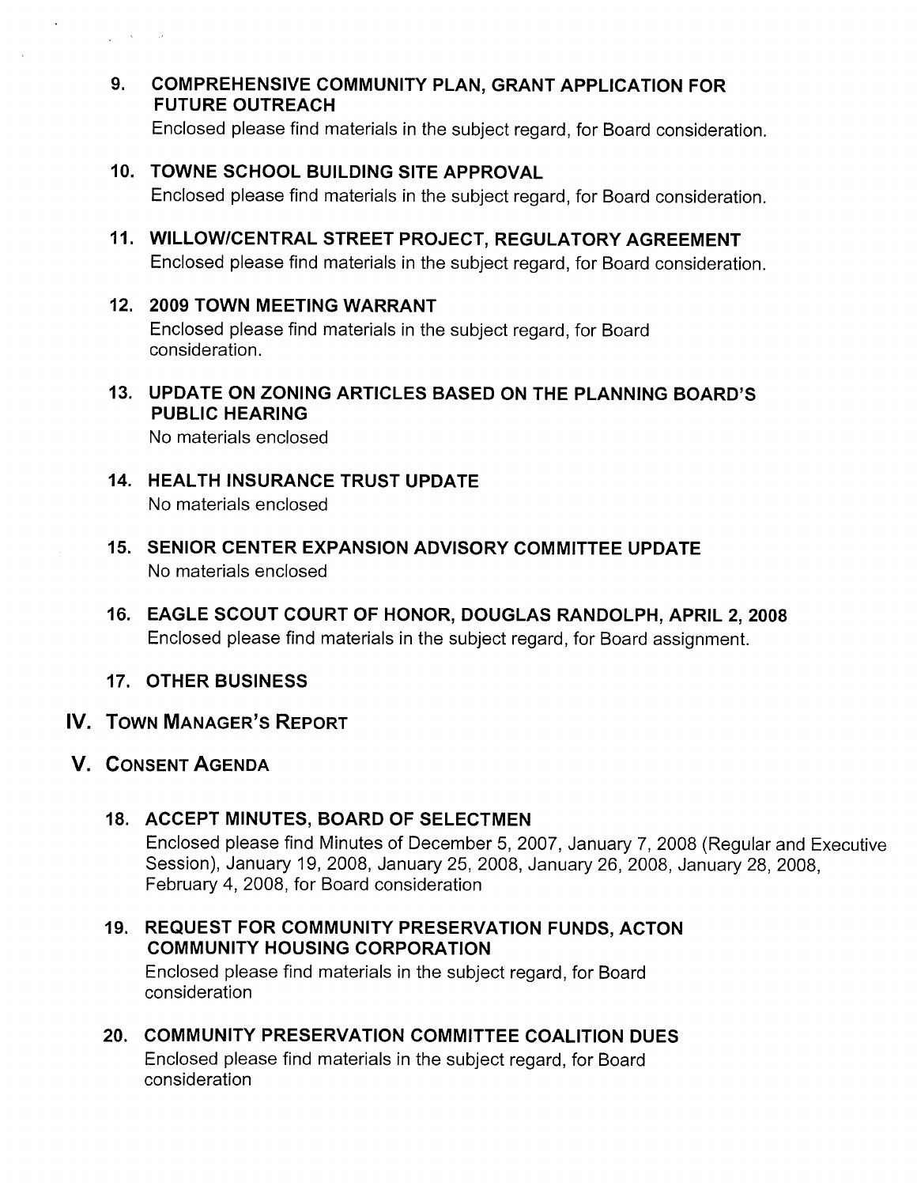9. **COMPREHENSIVE COMMUNITY PLAN, GRANT APPLICATION FOR FUTURE OUTREACH**
   Enclosed please find materials in the subject regard, for Board consideration.

10. **TOWNE SCHOOL BUILDING SITE APPROVAL**
    Enclosed please find materials in the subject regard, for Board consideration.

11. **WILLOW/CENTRAL STREET PROJECT, REGULATORY AGREEMENT**
    Enclosed please find materials in the subject regard, for Board consideration.

12. **2009 TOWN MEETING WARRANT**
    Enclosed please find materials in the subject regard, for Board consideration.

13. **UPDATE ON ZONING ARTICLES BASED ON THE PLANNING BOARD'S PUBLIC HEARING**
    No materials enclosed

14. **HEALTH INSURANCE TRUST UPDATE**
    No materials enclosed

15. **SENIOR CENTER EXPANSION ADVISORY COMMITTEE UPDATE**
    No materials enclosed

16. **EAGLE SCOUT COURT OF HONOR, DOUGLAS RANDOLPH, APRIL 2, 2008**
    Enclosed please find materials in the subject regard, for Board assignment.

17. **OTHER BUSINESS**

## IV. TOWN MANAGER'S REPORT

## V. CONSENT AGENDA

18. **ACCEPT MINUTES, BOARD OF SELECTMEN**
    Enclosed please find Minutes of December 5, 2007, January 7, 2008 (Regular and Executive Session), January 19, 2008, January 25, 2008, January 26, 2008, January 28, 2008, February 4, 2008, for Board consideration

19. **REQUEST FOR COMMUNITY PRESERVATION FUNDS, ACTON COMMUNITY HOUSING CORPORATION**
    Enclosed please find materials in the subject regard, for Board consideration

20. **COMMUNITY PRESERVATION COMMITTEE COALITION DUES**
    Enclosed please find materials in the subject regard, for Board consideration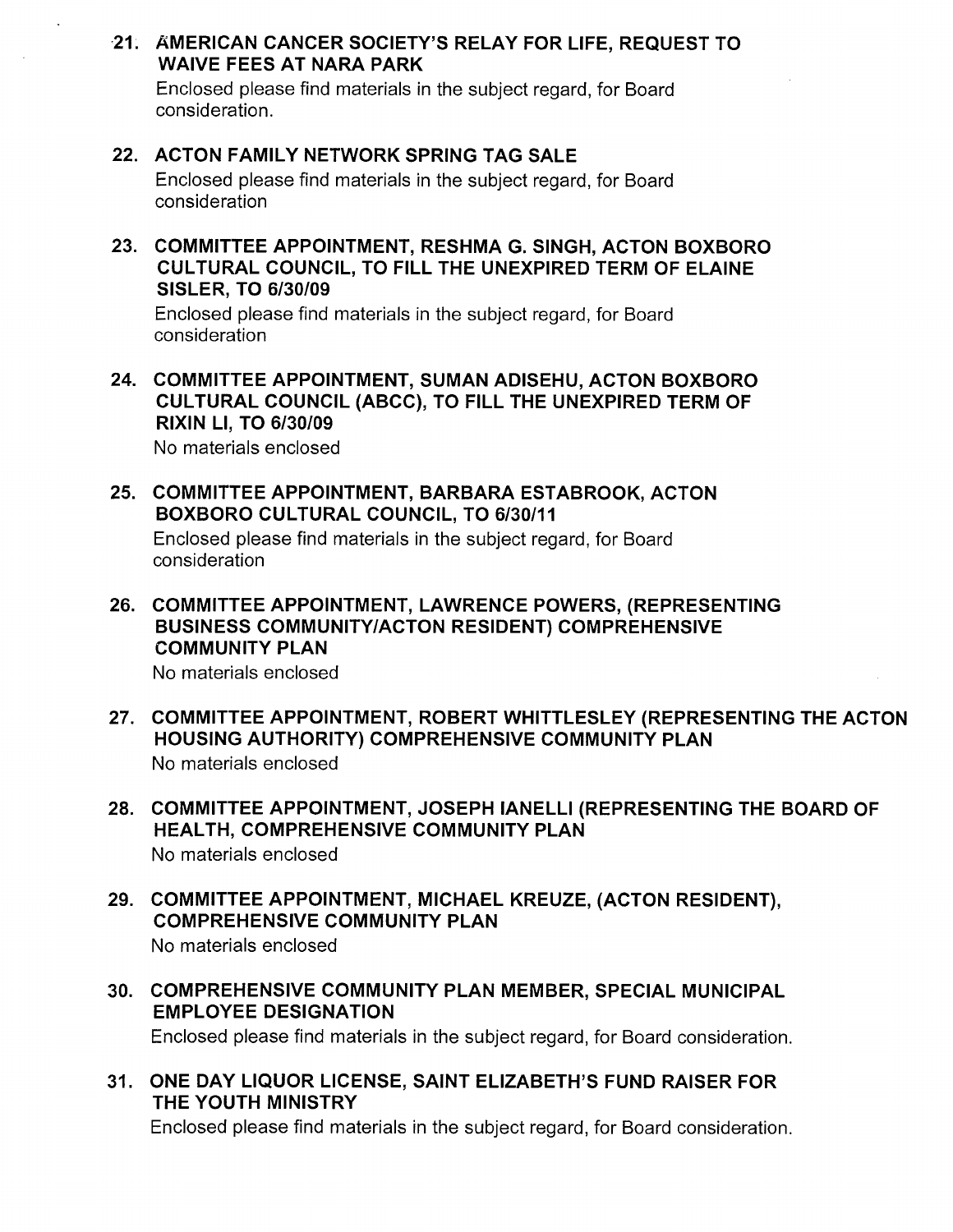21. **AMERICAN CANCER SOCIETY'S RELAY FOR LIFE, REQUEST TO WAIVE FEES AT NARA PARK**

    Enclosed please find materials in the subject regard, for Board consideration.

22. **ACTON FAMILY NETWORK SPRING TAG SALE**

    Enclosed please find materials in the subject regard, for Board consideration

23. **COMMITTEE APPOINTMENT, RESHMA G. SINGH, ACTON BOXBORO CULTURAL COUNCIL, TO FILL THE UNEXPIRED TERM OF ELAINE SISLER, TO 6/30/09**

    Enclosed please find materials in the subject regard, for Board consideration

24. **COMMITTEE APPOINTMENT, SUMAN ADISEHU, ACTON BOXBORO CULTURAL COUNCIL (ABCC), TO FILL THE UNEXPIRED TERM OF RIXIN LI, TO 6/30/09**

    No materials enclosed

25. **COMMITTEE APPOINTMENT, BARBARA ESTABROOK, ACTON BOXBORO CULTURAL COUNCIL, TO 6/30/11**

    Enclosed please find materials in the subject regard, for Board consideration

26. **COMMITTEE APPOINTMENT, LAWRENCE POWERS, (REPRESENTING BUSINESS COMMUNITY/ACTON RESIDENT) COMPREHENSIVE COMMUNITY PLAN**

    No materials enclosed

27. **COMMITTEE APPOINTMENT, ROBERT WHITTLESLEY (REPRESENTING THE ACTON HOUSING AUTHORITY) COMPREHENSIVE COMMUNITY PLAN**

    No materials enclosed

28. **COMMITTEE APPOINTMENT, JOSEPH IANELLI (REPRESENTING THE BOARD OF HEALTH, COMPREHENSIVE COMMUNITY PLAN**

    No materials enclosed

29. **COMMITTEE APPOINTMENT, MICHAEL KREUZE, (ACTON RESIDENT), COMPREHENSIVE COMMUNITY PLAN**

    No materials enclosed

30. **COMPREHENSIVE COMMUNITY PLAN MEMBER, SPECIAL MUNICIPAL EMPLOYEE DESIGNATION**

    Enclosed please find materials in the subject regard, for Board consideration.

31. **ONE DAY LIQUOR LICENSE, SAINT ELIZABETH'S FUND RAISER FOR THE YOUTH MINISTRY**

    Enclosed please find materials in the subject regard, for Board consideration.